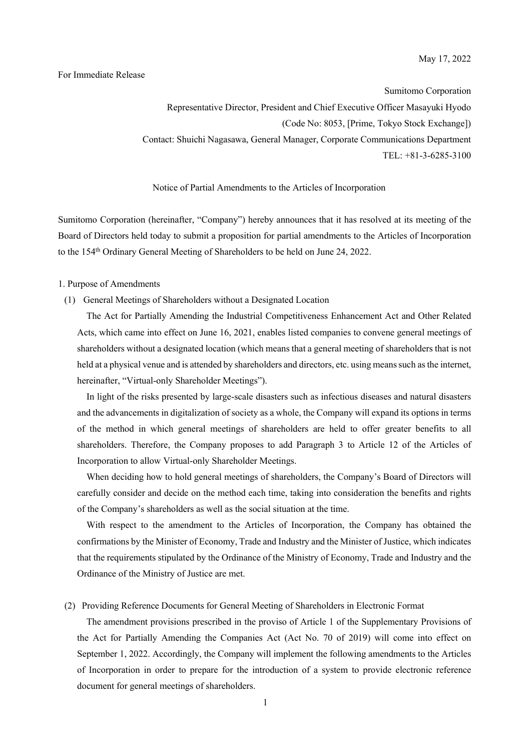May 17, 2022

For Immediate Release

Sumitomo Corporation

Representative Director, President and Chief Executive Officer Masayuki Hyodo

(Code No: 8053, [Prime, Tokyo Stock Exchange])

Contact: Shuichi Nagasawa, General Manager, Corporate Communications Department

TEL: +81-3-6285-3100

# Notice of Partial Amendments to the Articles of Incorporation

Sumitomo Corporation (hereinafter, "Company") hereby announces that it has resolved at its meeting of the Board of Directors held today to submit a proposition for partial amendments to the Articles of Incorporation to the 154th Ordinary General Meeting of Shareholders to be held on June 24, 2022.

## 1. Purpose of Amendments

### (1) General Meetings of Shareholders without a Designated Location

The Act for Partially Amending the Industrial Competitiveness Enhancement Act and Other Related Acts, which came into effect on June 16, 2021, enables listed companies to convene general meetings of shareholders without a designated location (which means that a general meeting of shareholders that is not held at a physical venue and is attended by shareholders and directors, etc. using means such as the internet, hereinafter, "Virtual-only Shareholder Meetings").

In light of the risks presented by large-scale disasters such as infectious diseases and natural disasters and the advancements in digitalization of society as a whole, the Company will expand its options in terms of the method in which general meetings of shareholders are held to offer greater benefits to all shareholders. Therefore, the Company proposes to add Paragraph 3 to Article 12 of the Articles of Incorporation to allow Virtual-only Shareholder Meetings.

When deciding how to hold general meetings of shareholders, the Company's Board of Directors will carefully consider and decide on the method each time, taking into consideration the benefits and rights of the Company's shareholders as well as the social situation at the time.

With respect to the amendment to the Articles of Incorporation, the Company has obtained the confirmations by the Minister of Economy, Trade and Industry and the Minister of Justice, which indicates that the requirements stipulated by the Ordinance of the Ministry of Economy, Trade and Industry and the Ordinance of the Ministry of Justice are met.

### (2) Providing Reference Documents for General Meeting of Shareholders in Electronic Format

The amendment provisions prescribed in the proviso of Article 1 of the Supplementary Provisions of the Act for Partially Amending the Companies Act (Act No. 70 of 2019) will come into effect on September 1, 2022. Accordingly, the Company will implement the following amendments to the Articles of Incorporation in order to prepare for the introduction of a system to provide electronic reference document for general meetings of shareholders.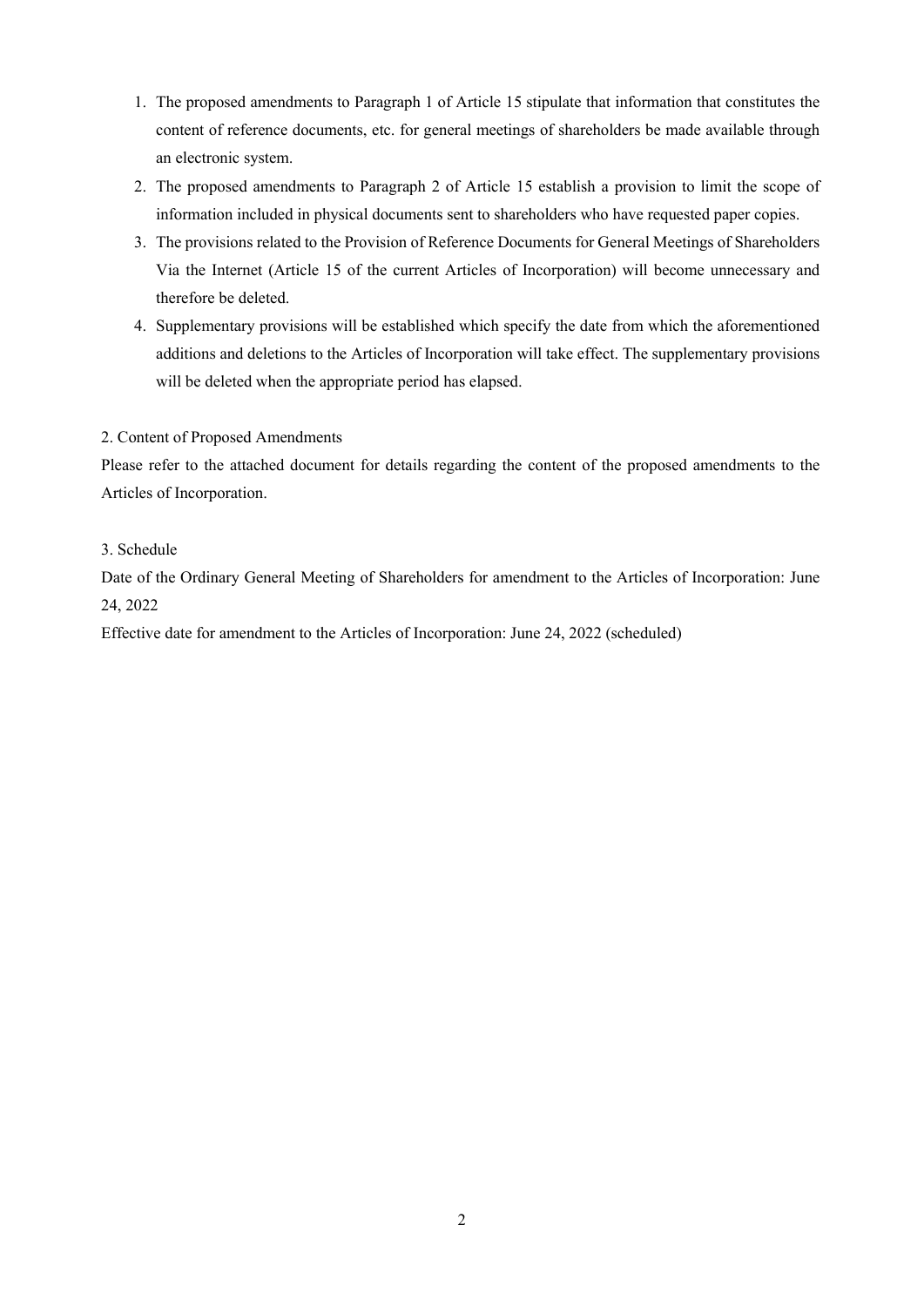1. The proposed amendments to Paragraph 1 of Article 15 stipulate that information that constitutes the content of reference documents, etc. for general meetings of shareholders be made available through an electronic system.
2. The proposed amendments to Paragraph 2 of Article 15 establish a provision to limit the scope of information included in physical documents sent to shareholders who have requested paper copies.
3. The provisions related to the Provision of Reference Documents for General Meetings of Shareholders Via the Internet (Article 15 of the current Articles of Incorporation) will become unnecessary and therefore be deleted.
4. Supplementary provisions will be established which specify the date from which the aforementioned additions and deletions to the Articles of Incorporation will take effect. The supplementary provisions will be deleted when the appropriate period has elapsed.

2. Content of Proposed Amendments

Please refer to the attached document for details regarding the content of the proposed amendments to the Articles of Incorporation.

3. Schedule

Date of the Ordinary General Meeting of Shareholders for amendment to the Articles of Incorporation: June 24, 2022

Effective date for amendment to the Articles of Incorporation: June 24, 2022 (scheduled)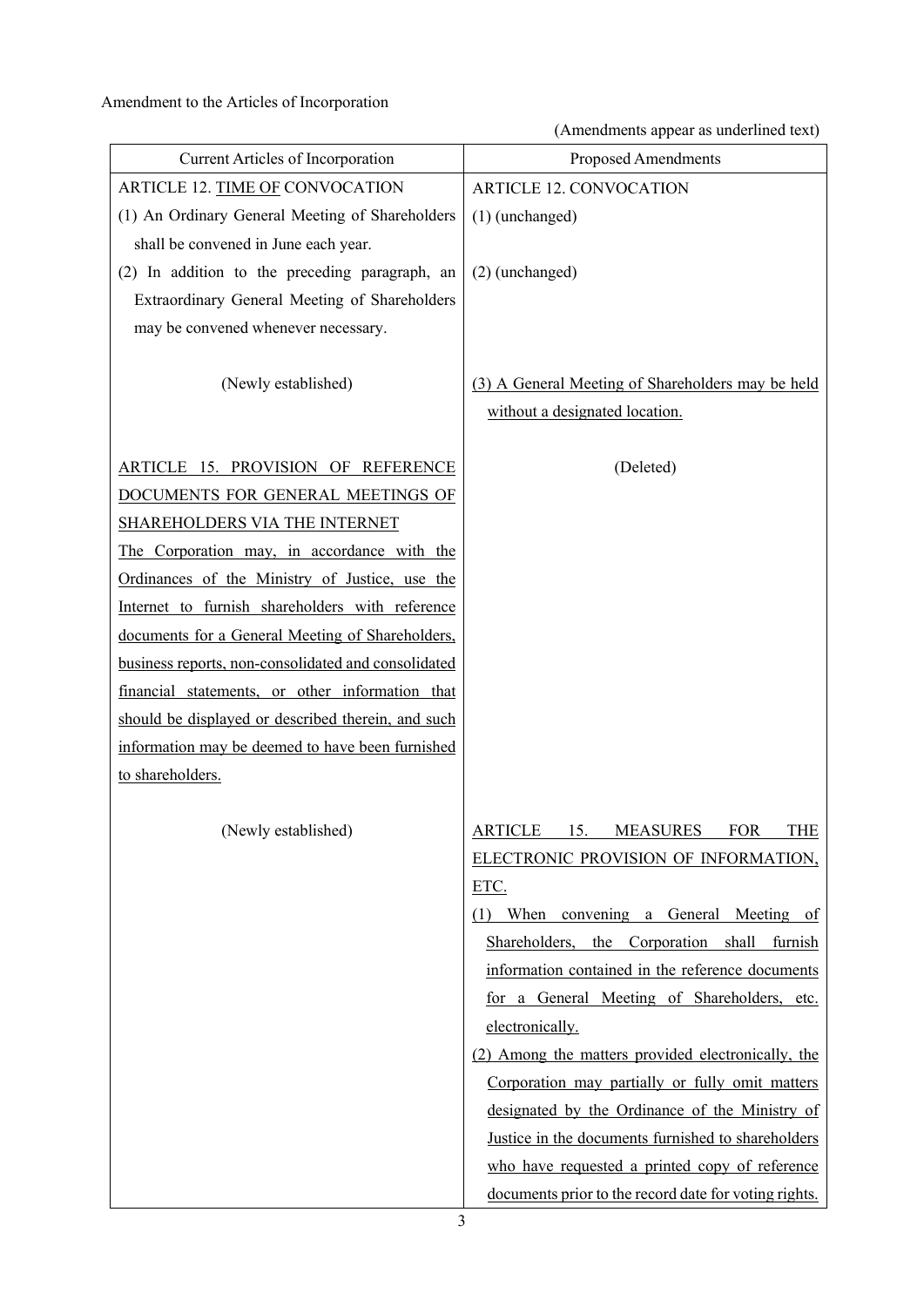Amendment to the Articles of Incorporation

(Amendments appear as underlined text)

| Current Articles of Incorporation | Proposed Amendments |
|---|---|
| ARTICLE 12. <u>TIME OF</u> CONVOCATION | ARTICLE 12. CONVOCATION |
| (1) An Ordinary General Meeting of Shareholders shall be convened in June each year. | (1) (unchanged) |
| (2) In addition to the preceding paragraph, an Extraordinary General Meeting of Shareholders may be convened whenever necessary. | (2) (unchanged) |
| (Newly established) | <u>(3) A General Meeting of Shareholders may be held without a designated location.</u> |
| <u>ARTICLE 15. PROVISION OF REFERENCE DOCUMENTS FOR GENERAL MEETINGS OF SHAREHOLDERS VIA THE INTERNET</u><br><u>The Corporation may, in accordance with the Ordinances of the Ministry of Justice, use the Internet to furnish shareholders with reference documents for a General Meeting of Shareholders, business reports, non-consolidated and consolidated financial statements, or other information that should be displayed or described therein, and such information may be deemed to have been furnished to shareholders.</u> | (Deleted) |
| (Newly established) | <u>ARTICLE 15. MEASURES FOR THE ELECTRONIC PROVISION OF INFORMATION, ETC.</u><br><u>(1) When convening a General Meeting of Shareholders, the Corporation shall furnish information contained in the reference documents for a General Meeting of Shareholders, etc. electronically.</u><br><u>(2) Among the matters provided electronically, the Corporation may partially or fully omit matters designated by the Ordinance of the Ministry of Justice in the documents furnished to shareholders who have requested a printed copy of reference documents prior to the record date for voting rights.</u> |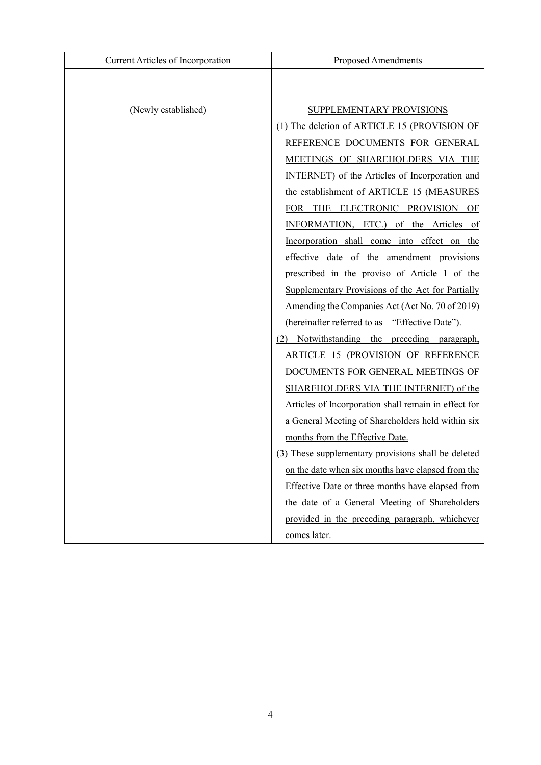| Current Articles of Incorporation | Proposed Amendments |
| --- | --- |
| (Newly established) | SUPPLEMENTARY PROVISIONS<br>(1) The deletion of ARTICLE 15 (PROVISION OF REFERENCE DOCUMENTS FOR GENERAL MEETINGS OF SHAREHOLDERS VIA THE INTERNET) of the Articles of Incorporation and the establishment of ARTICLE 15 (MEASURES FOR THE ELECTRONIC PROVISION OF INFORMATION, ETC.) of the Articles of Incorporation shall come into effect on the effective date of the amendment provisions prescribed in the proviso of Article 1 of the Supplementary Provisions of the Act for Partially Amending the Companies Act (Act No. 70 of 2019) (hereinafter referred to as "Effective Date").<br>(2) Notwithstanding the preceding paragraph, ARTICLE 15 (PROVISION OF REFERENCE DOCUMENTS FOR GENERAL MEETINGS OF SHAREHOLDERS VIA THE INTERNET) of the Articles of Incorporation shall remain in effect for a General Meeting of Shareholders held within six months from the Effective Date.<br>(3) These supplementary provisions shall be deleted on the date when six months have elapsed from the Effective Date or three months have elapsed from the date of a General Meeting of Shareholders provided in the preceding paragraph, whichever comes later. |